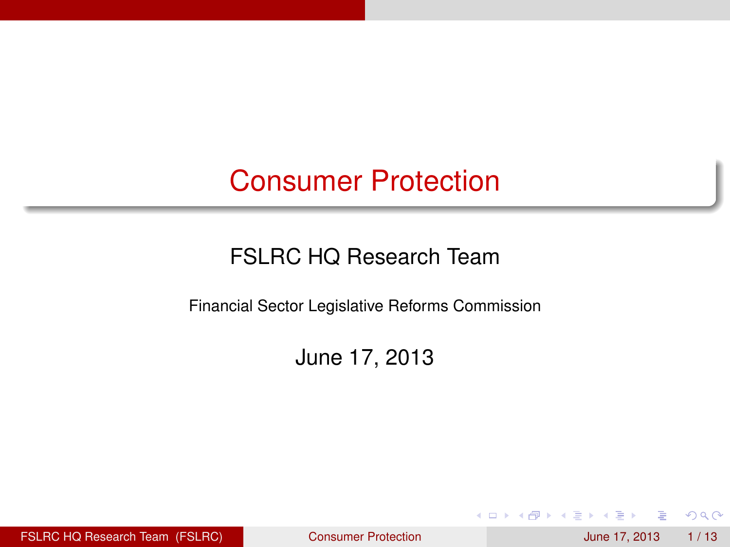# Consumer Protection

FSLRC HQ Research Team

Financial Sector Legislative Reforms Commission

June 17, 2013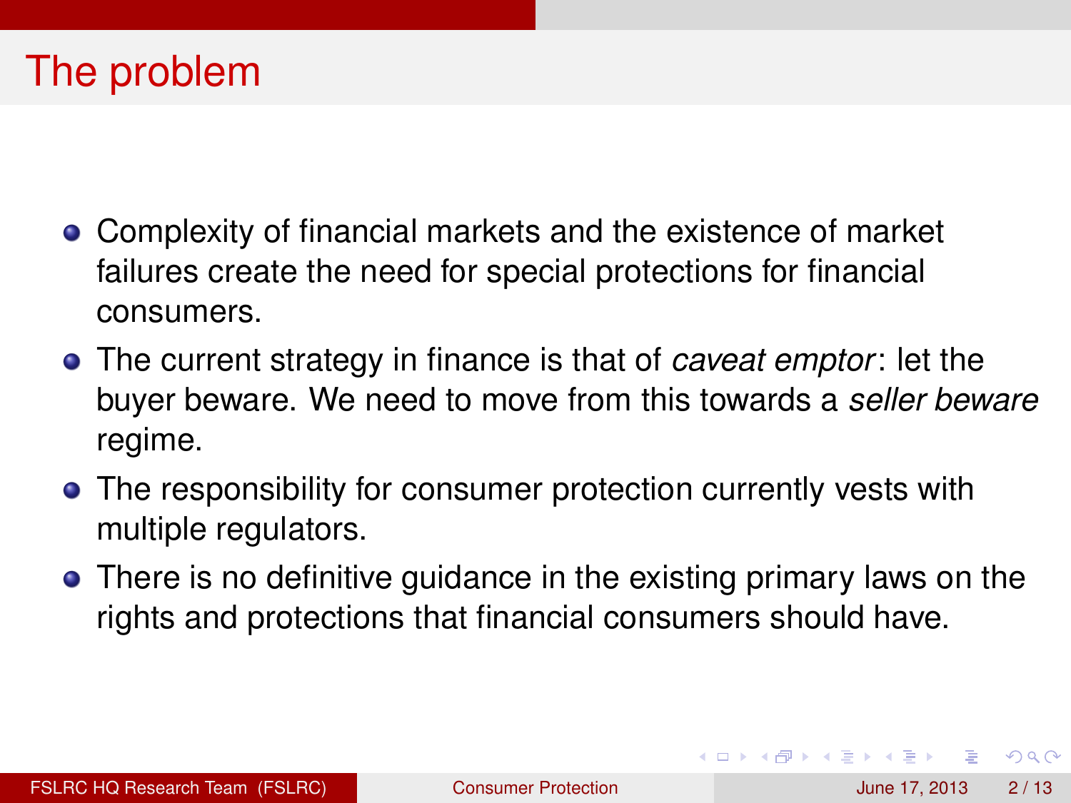# The problem

- Complexity of financial markets and the existence of market failures create the need for special protections for financial consumers.
- The current strategy in finance is that of *caveat emptor*: let the buyer beware. We need to move from this towards a *seller beware* regime.
- The responsibility for consumer protection currently vests with multiple regulators.
- There is no definitive guidance in the existing primary laws on the rights and protections that financial consumers should have.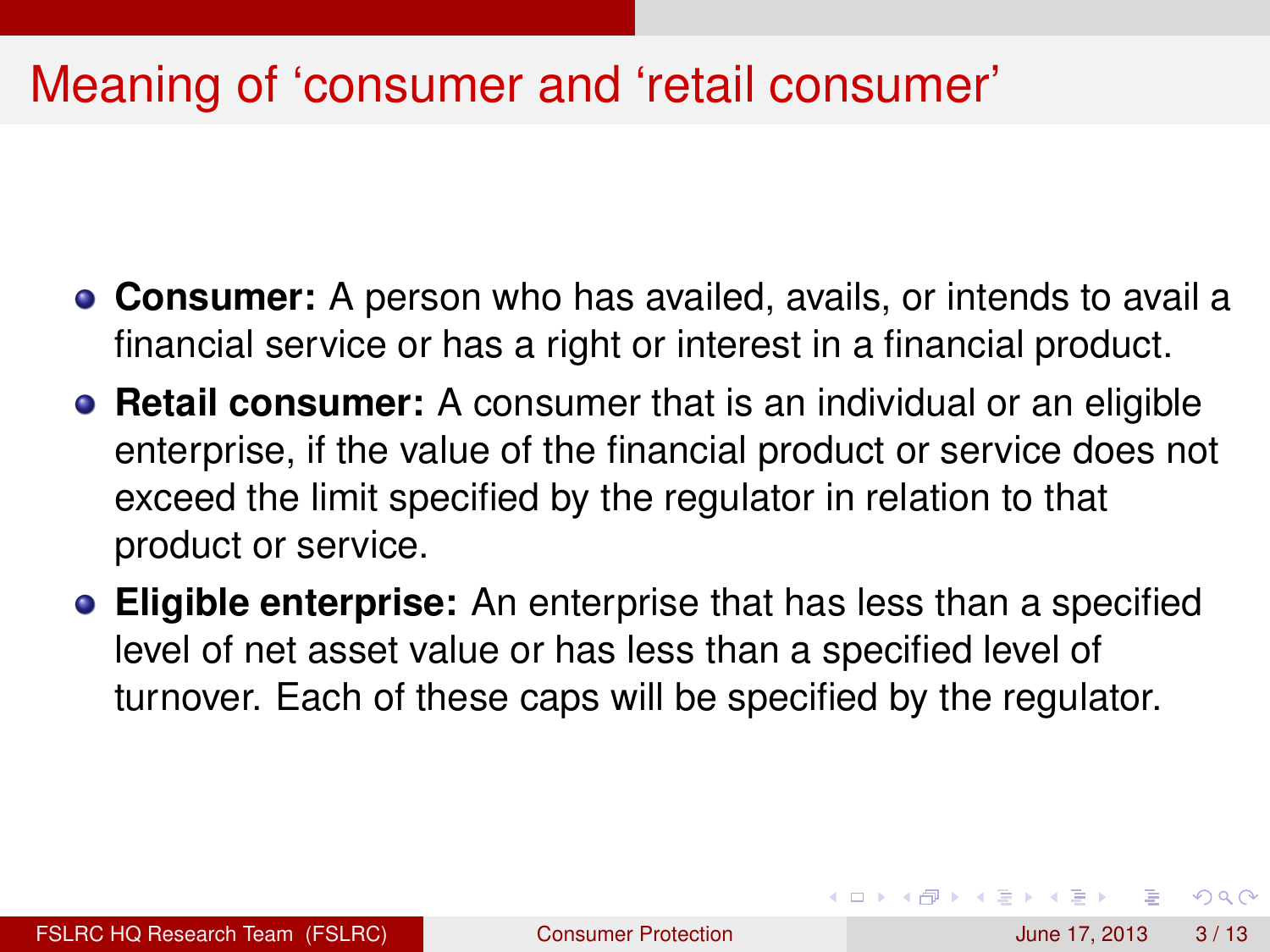# Meaning of ‘consumer and ‘retail consumer’

- **Consumer:** A person who has availed, avails, or intends to avail a financial service or has a right or interest in a financial product.
- **Retail consumer:** A consumer that is an individual or an eligible enterprise, if the value of the financial product or service does not exceed the limit specified by the regulator in relation to that product or service.
- **Eligible enterprise:** An enterprise that has less than a specified level of net asset value or has less than a specified level of turnover. Each of these caps will be specified by the regulator.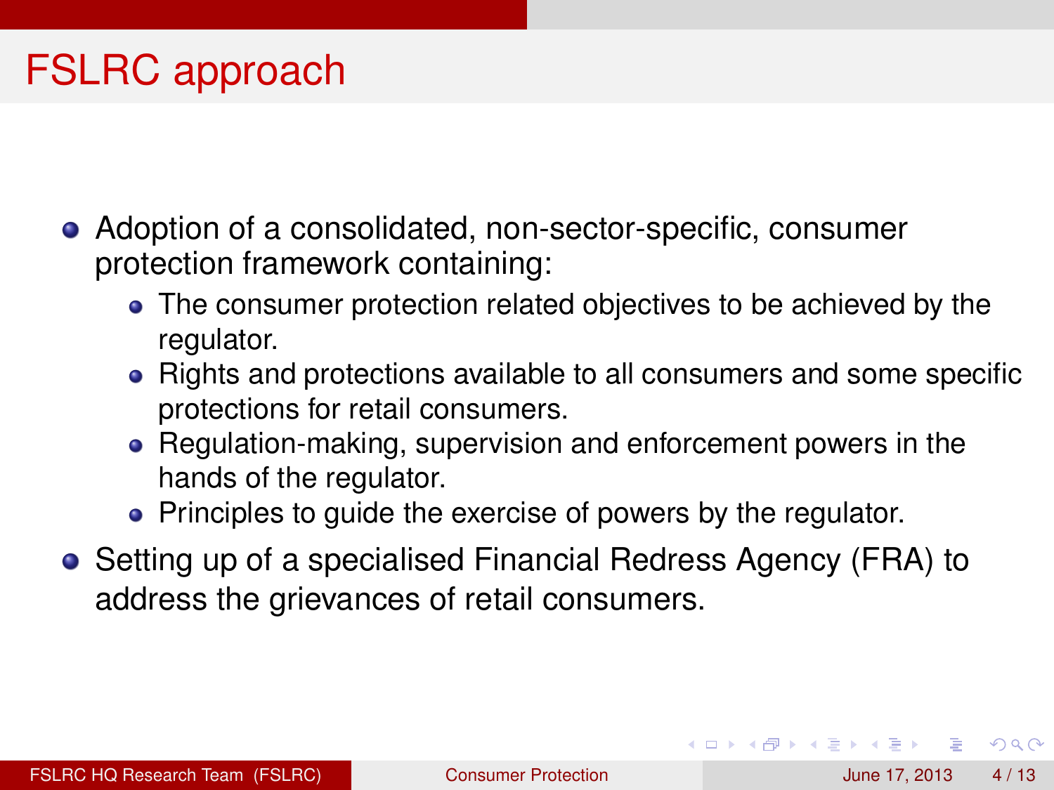# FSLRC approach

- Adoption of a consolidated, non-sector-specific, consumer protection framework containing:
  - The consumer protection related objectives to be achieved by the regulator.
  - Rights and protections available to all consumers and some specific protections for retail consumers.
  - Regulation-making, supervision and enforcement powers in the hands of the regulator.
  - Principles to guide the exercise of powers by the regulator.
- Setting up of a specialised Financial Redress Agency (FRA) to address the grievances of retail consumers.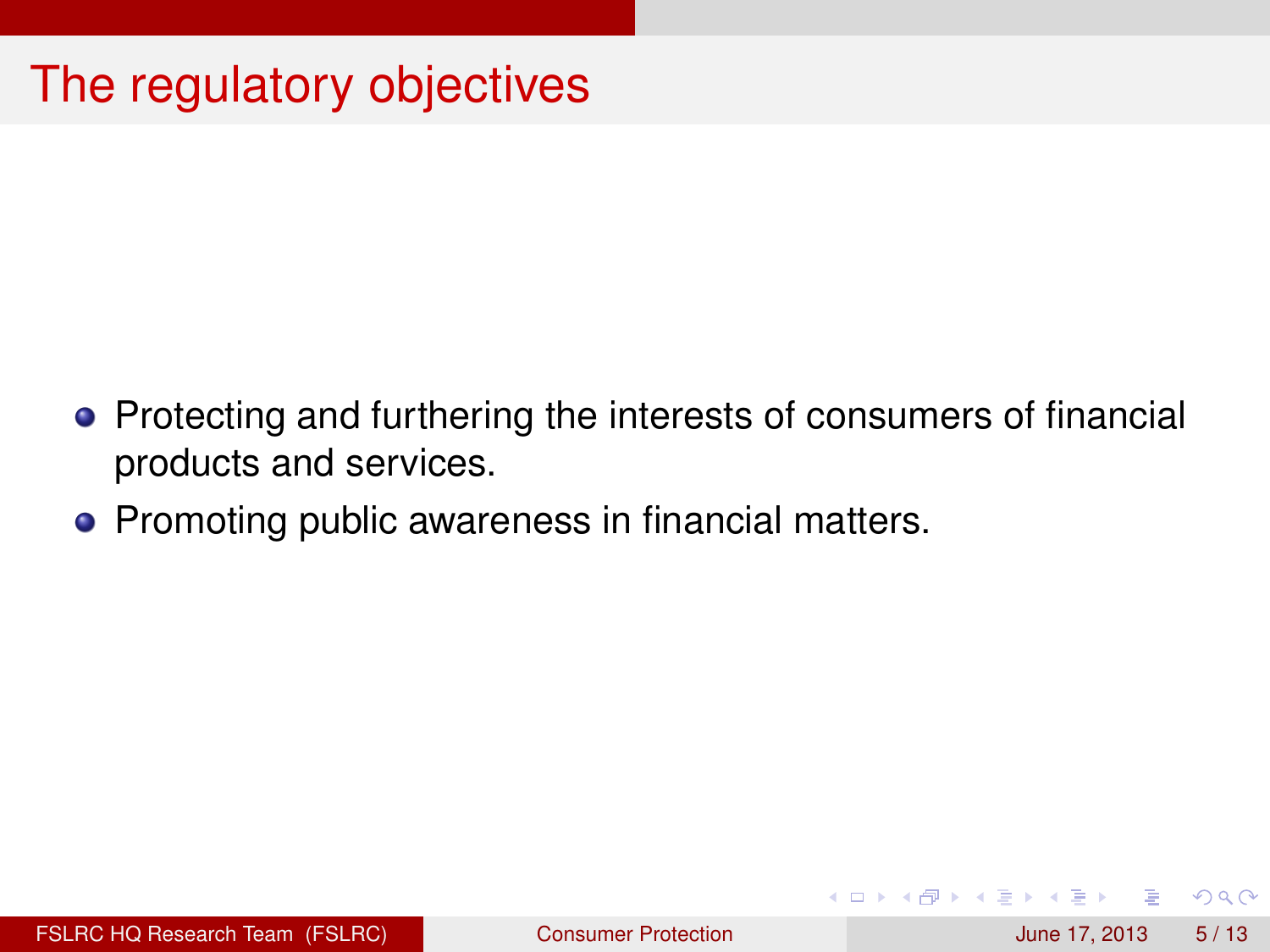# The regulatory objectives

- Protecting and furthering the interests of consumers of financial products and services.
- Promoting public awareness in financial matters.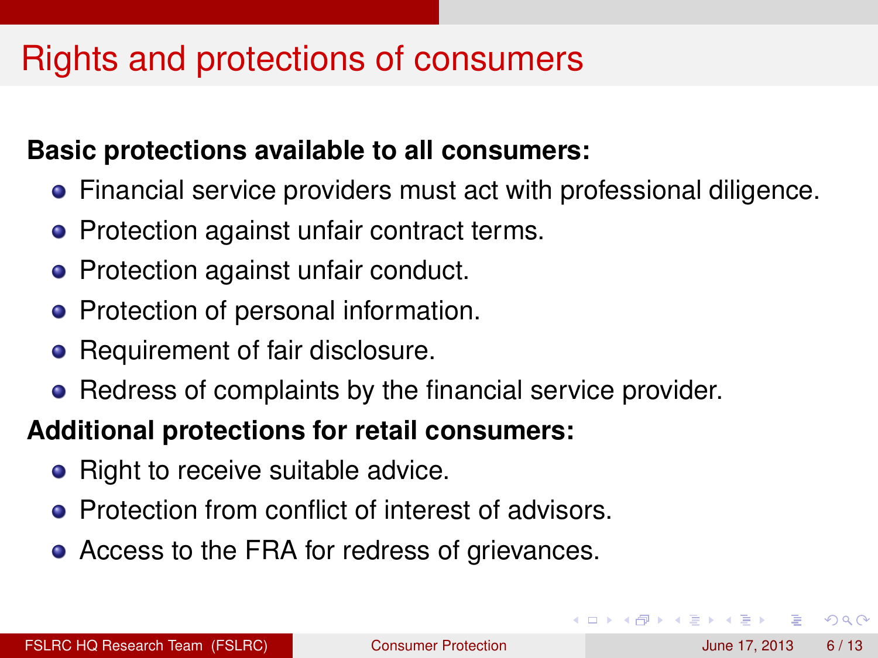# Rights and protections of consumers

**Basic protections available to all consumers:**

- Financial service providers must act with professional diligence.
- Protection against unfair contract terms.
- Protection against unfair conduct.
- Protection of personal information.
- Requirement of fair disclosure.
- Redress of complaints by the financial service provider.

**Additional protections for retail consumers:**

- Right to receive suitable advice.
- Protection from conflict of interest of advisors.
- Access to the FRA for redress of grievances.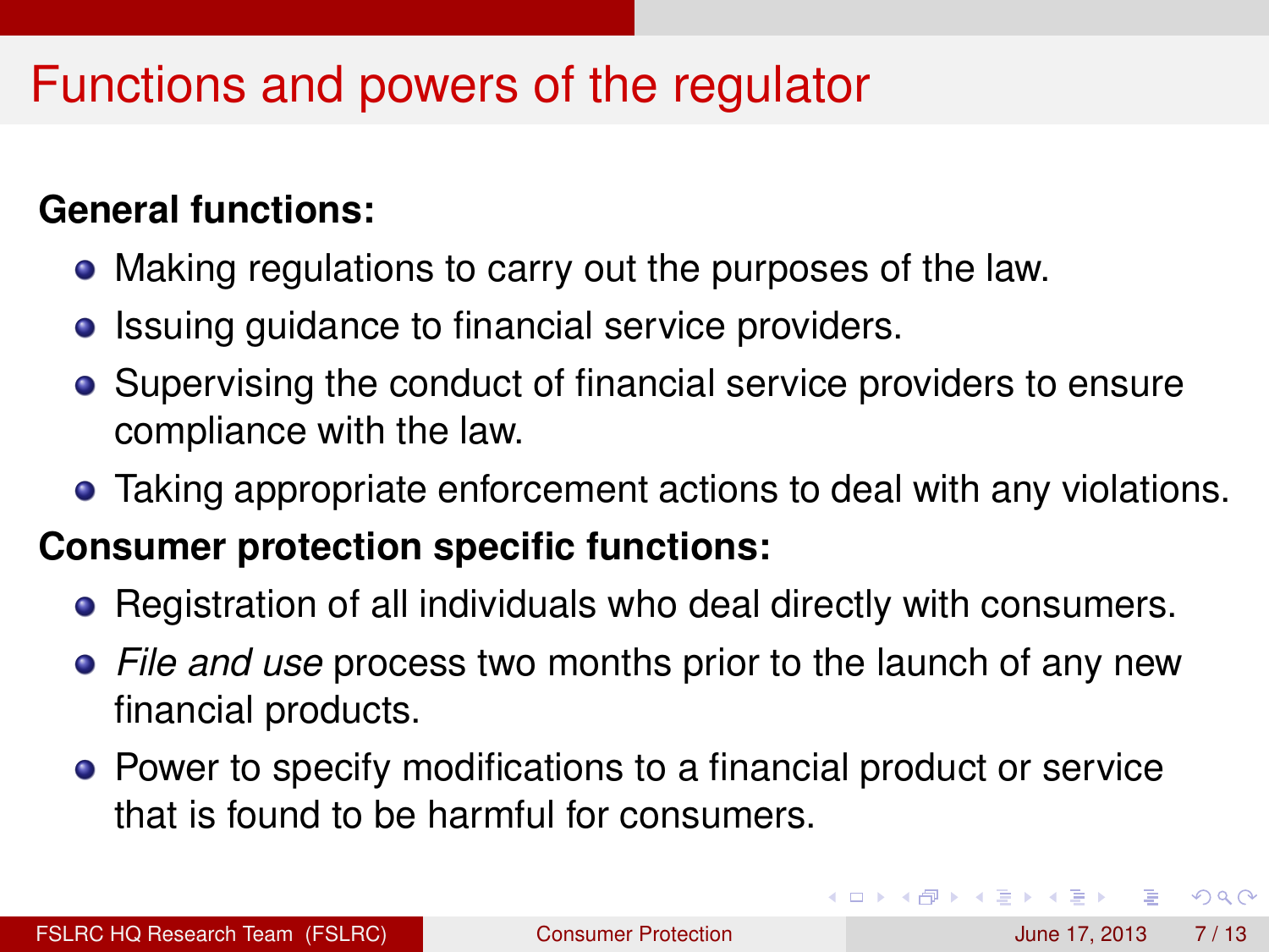# Functions and powers of the regulator

**General functions:**

- Making regulations to carry out the purposes of the law.
- Issuing guidance to financial service providers.
- Supervising the conduct of financial service providers to ensure compliance with the law.
- Taking appropriate enforcement actions to deal with any violations.

**Consumer protection specific functions:**

- Registration of all individuals who deal directly with consumers.
- *File and use* process two months prior to the launch of any new financial products.
- Power to specify modifications to a financial product or service that is found to be harmful for consumers.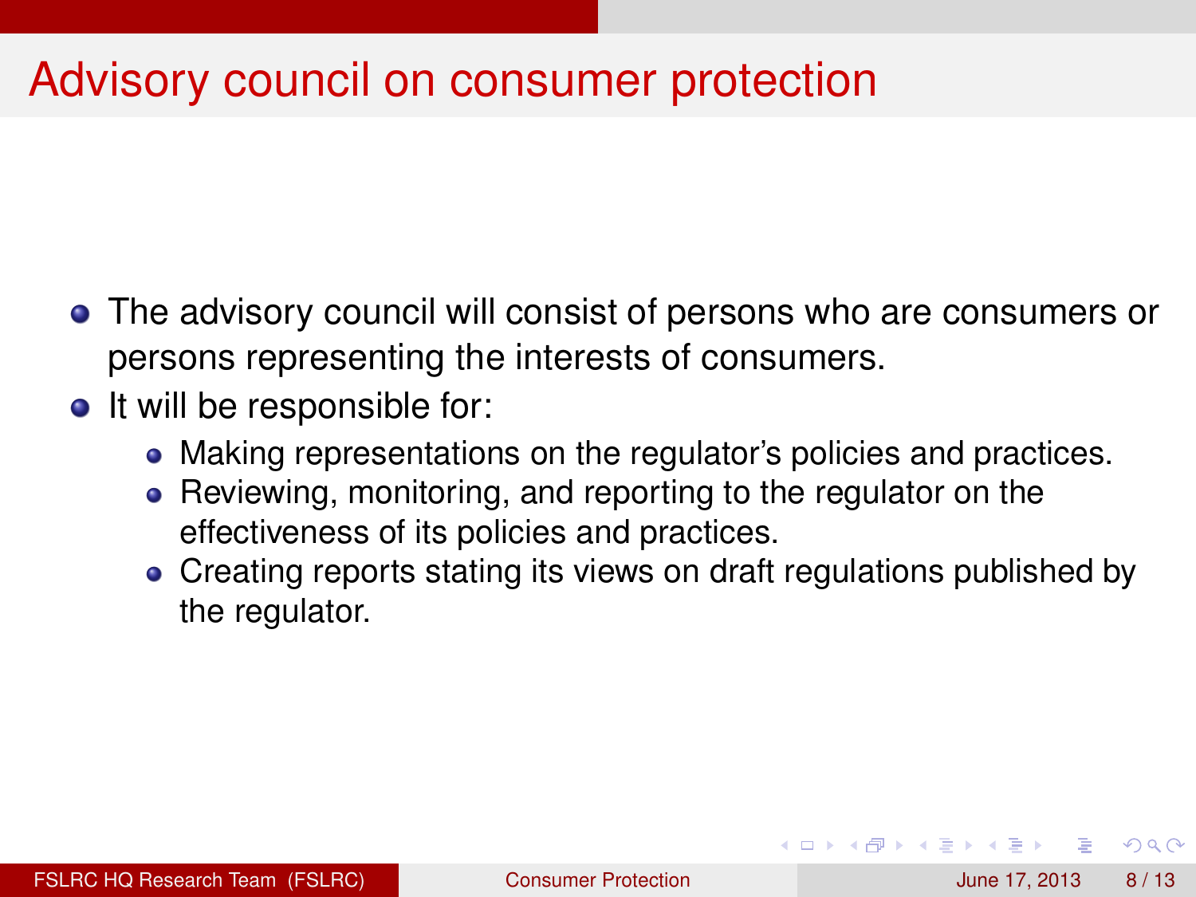# Advisory council on consumer protection

- The advisory council will consist of persons who are consumers or persons representing the interests of consumers.
- It will be responsible for:
  - Making representations on the regulator's policies and practices.
  - Reviewing, monitoring, and reporting to the regulator on the effectiveness of its policies and practices.
  - Creating reports stating its views on draft regulations published by the regulator.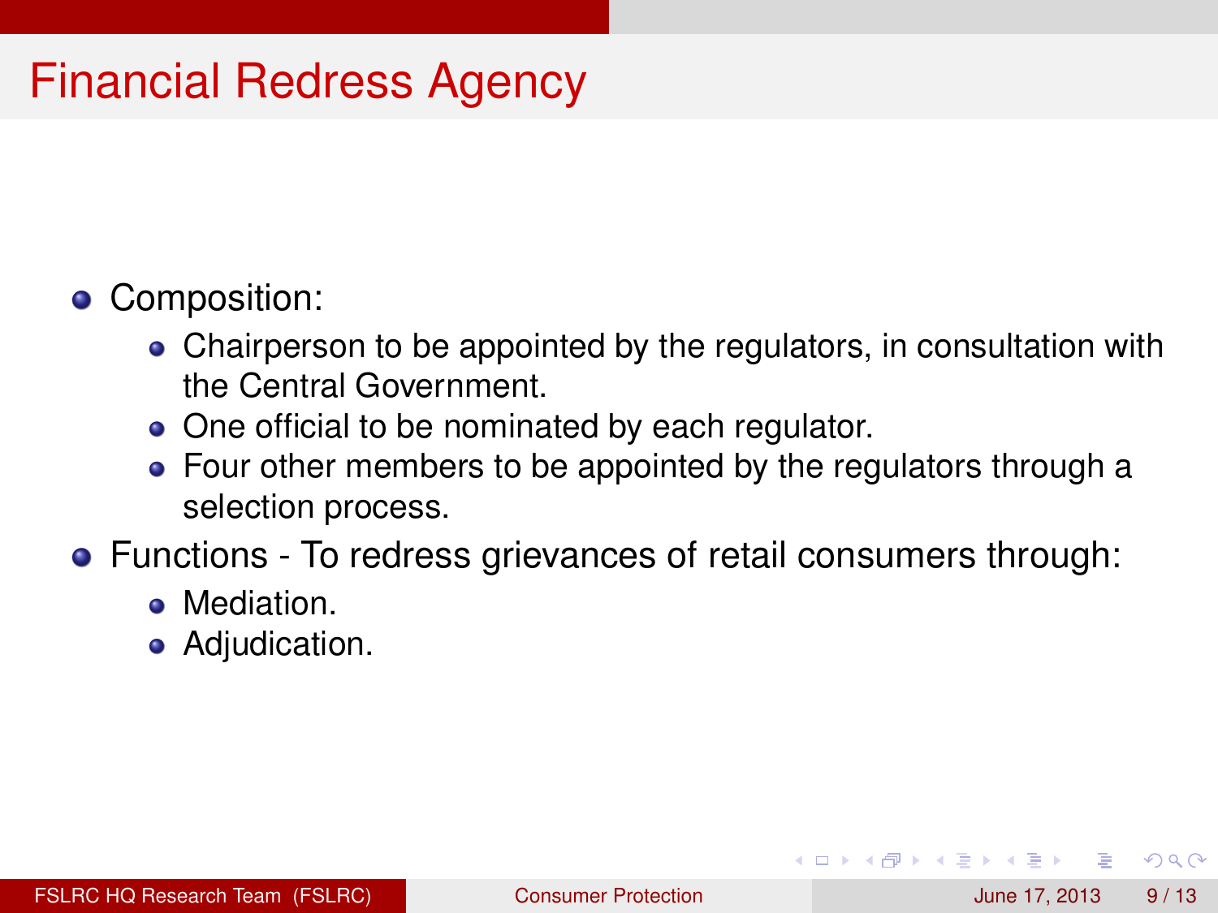# Financial Redress Agency

- Composition:
  - Chairperson to be appointed by the regulators, in consultation with the Central Government.
  - One official to be nominated by each regulator.
  - Four other members to be appointed by the regulators through a selection process.
- Functions - To redress grievances of retail consumers through:
  - Mediation.
  - Adjudication.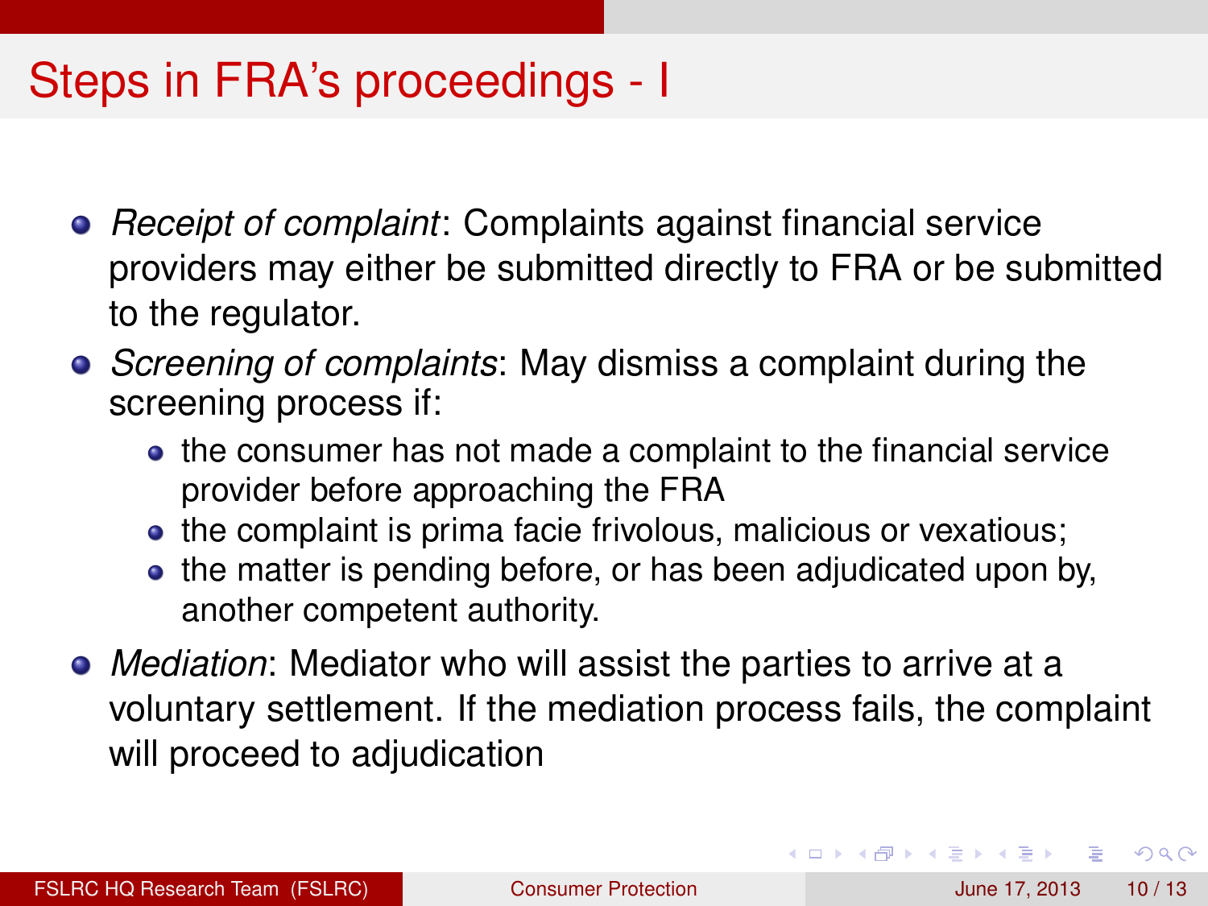# Steps in FRA's proceedings - I

- *Receipt of complaint*: Complaints against financial service providers may either be submitted directly to FRA or be submitted to the regulator.
- *Screening of complaints*: May dismiss a complaint during the screening process if:
  - the consumer has not made a complaint to the financial service provider before approaching the FRA
  - the complaint is prima facie frivolous, malicious or vexatious;
  - the matter is pending before, or has been adjudicated upon by, another competent authority.
- *Mediation*: Mediator who will assist the parties to arrive at a voluntary settlement. If the mediation process fails, the complaint will proceed to adjudication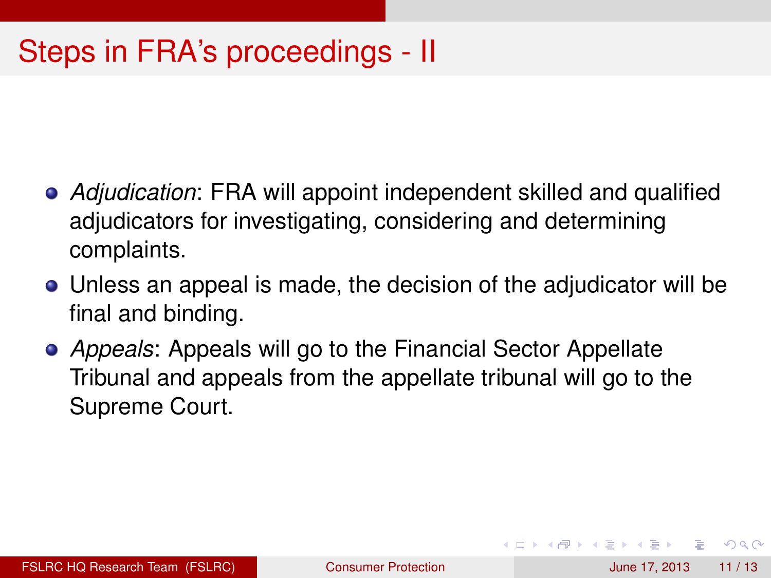# Steps in FRA's proceedings - II

- *Adjudication*: FRA will appoint independent skilled and qualified adjudicators for investigating, considering and determining complaints.
- Unless an appeal is made, the decision of the adjudicator will be final and binding.
- *Appeals*: Appeals will go to the Financial Sector Appellate Tribunal and appeals from the appellate tribunal will go to the Supreme Court.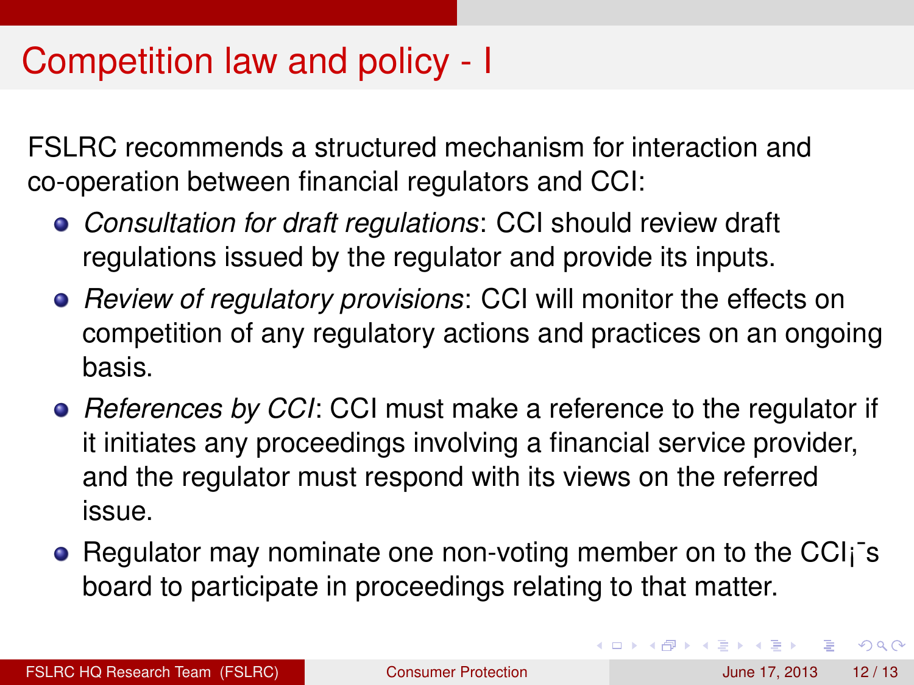# Competition law and policy - I

FSLRC recommends a structured mechanism for interaction and co-operation between financial regulators and CCI:

- *Consultation for draft regulations*: CCI should review draft regulations issued by the regulator and provide its inputs.
- *Review of regulatory provisions*: CCI will monitor the effects on competition of any regulatory actions and practices on an ongoing basis.
- *References by CCI*: CCI must make a reference to the regulator if it initiates any proceedings involving a financial service provider, and the regulator must respond with its views on the referred issue.
- Regulator may nominate one non-voting member on to the CCI¡¯s board to participate in proceedings relating to that matter.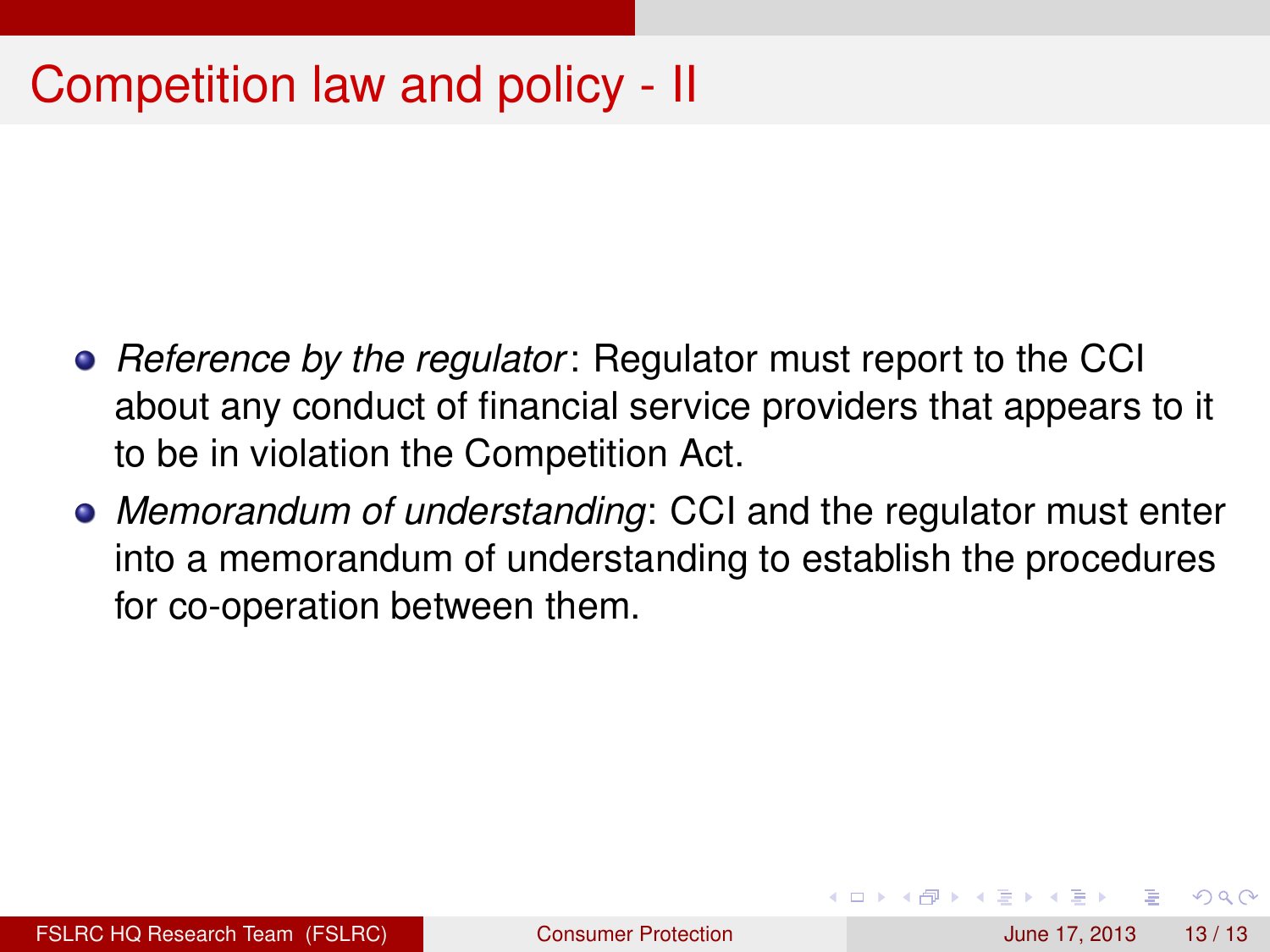# Competition law and policy - II

- *Reference by the regulator*: Regulator must report to the CCI about any conduct of financial service providers that appears to it to be in violation the Competition Act.
- *Memorandum of understanding*: CCI and the regulator must enter into a memorandum of understanding to establish the procedures for co-operation between them.